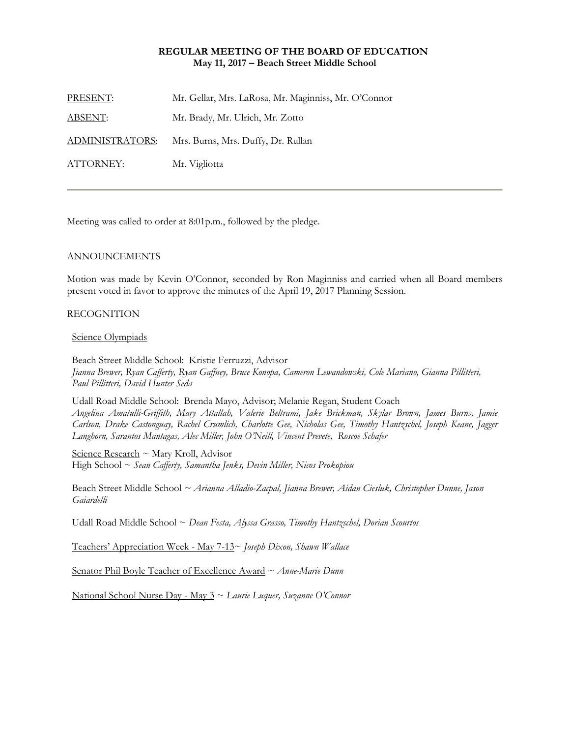**REGULAR MEETING OF THE BOARD OF EDUCATION**
**May 11, 2017 – Beach Street Middle School**

| | |
|---|---|
| PRESENT: | Mr. Gellar, Mrs. LaRosa, Mr. Maginniss, Mr. O'Connor |
| ABSENT: | Mr. Brady, Mr. Ulrich, Mr. Zotto |
| ADMINISTRATORS: | Mrs. Burns, Mrs. Duffy, Dr. Rullan |
| ATTORNEY: | Mr. Vigliotta |

---

Meeting was called to order at 8:01p.m., followed by the pledge.

ANNOUNCEMENTS

Motion was made by Kevin O'Connor, seconded by Ron Maginniss and carried when all Board members present voted in favor to approve the minutes of the April 19, 2017 Planning Session.

RECOGNITION

Science Olympiads

Beach Street Middle School: Kristie Ferruzzi, Advisor
*Jianna Brewer, Ryan Cafferty, Ryan Gaffney, Bruce Konopa, Cameron Lewandowski, Cole Mariano, Gianna Pillitteri, Paul Pillitteri, David Hunter Seda*

Udall Road Middle School: Brenda Mayo, Advisor; Melanie Regan, Student Coach
*Angelina Amatulli-Griffith, Mary Attallah, Valerie Beltrami, Jake Brickman, Skylar Brown, James Burns, Jamie Carlson, Drake Castonguay, Rachel Crumlich, Charlotte Gee, Nicholas Gee, Timothy Hantzschel, Joseph Keane, Jagger Langhorn, Sarantos Mantagas, Alec Miller, John O'Neill, Vincent Prevete, Roscoe Schafer*

Science Research ~ Mary Kroll, Advisor
High School ~ *Sean Cafferty, Samantha Jenks, Devin Miller, Nicos Prokopiou*

Beach Street Middle School ~ *Arianna Alladio-Zacpal, Jianna Brewer, Aidan Ciesluk, Christopher Dunne, Jason Gaiardelli*

Udall Road Middle School ~ *Dean Festa, Alyssa Grasso, Timothy Hantzschel, Dorian Scourtos*

Teachers' Appreciation Week - May 7-13~ *Joseph Dixon, Shawn Wallace*

Senator Phil Boyle Teacher of Excellence Award ~ *Anne-Marie Dunn*

National School Nurse Day - May 3 ~ *Laurie Luquer, Suzanne O'Connor*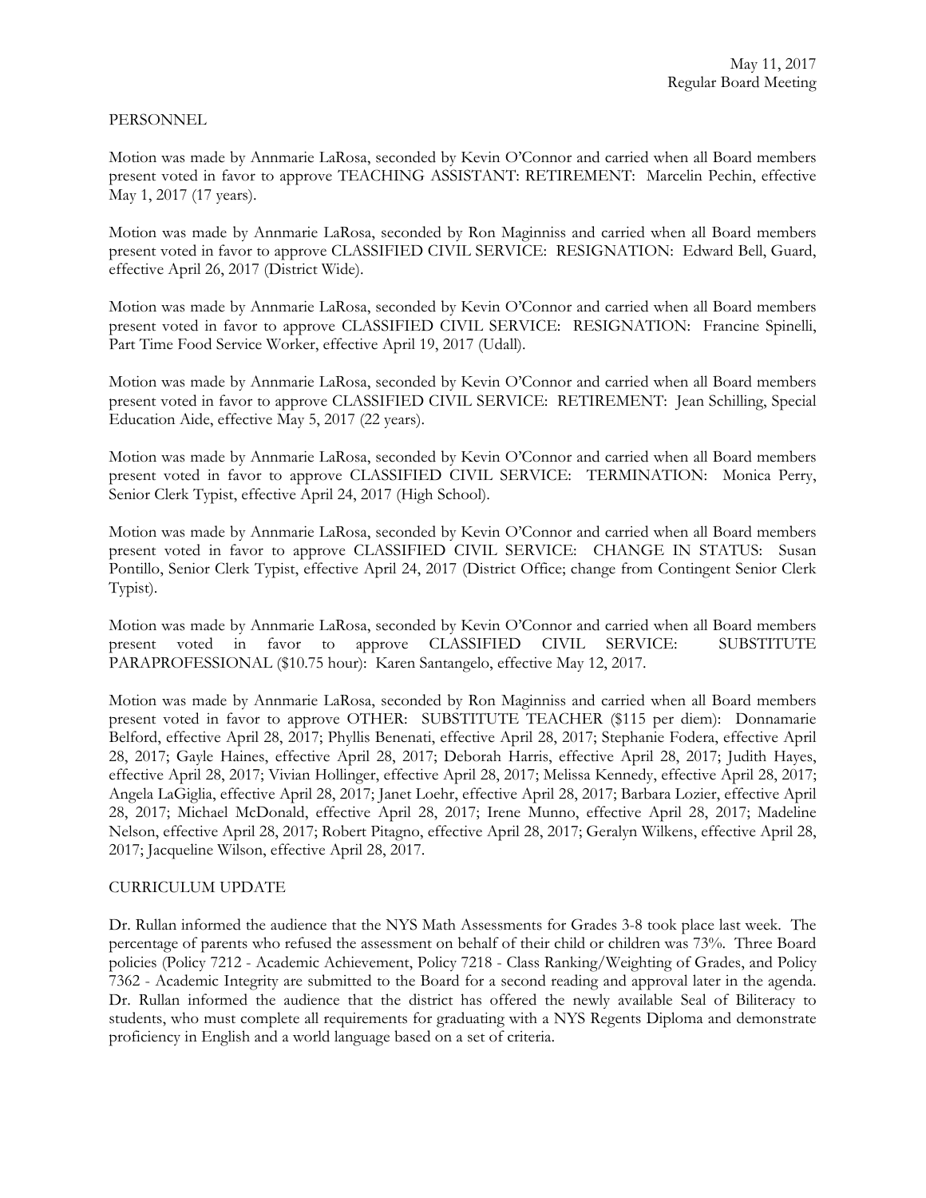PERSONNEL

Motion was made by Annmarie LaRosa, seconded by Kevin O'Connor and carried when all Board members present voted in favor to approve TEACHING ASSISTANT: RETIREMENT: Marcelin Pechin, effective May 1, 2017 (17 years).

Motion was made by Annmarie LaRosa, seconded by Ron Maginniss and carried when all Board members present voted in favor to approve CLASSIFIED CIVIL SERVICE: RESIGNATION: Edward Bell, Guard, effective April 26, 2017 (District Wide).

Motion was made by Annmarie LaRosa, seconded by Kevin O'Connor and carried when all Board members present voted in favor to approve CLASSIFIED CIVIL SERVICE: RESIGNATION: Francine Spinelli, Part Time Food Service Worker, effective April 19, 2017 (Udall).

Motion was made by Annmarie LaRosa, seconded by Kevin O'Connor and carried when all Board members present voted in favor to approve CLASSIFIED CIVIL SERVICE: RETIREMENT: Jean Schilling, Special Education Aide, effective May 5, 2017 (22 years).

Motion was made by Annmarie LaRosa, seconded by Kevin O'Connor and carried when all Board members present voted in favor to approve CLASSIFIED CIVIL SERVICE: TERMINATION: Monica Perry, Senior Clerk Typist, effective April 24, 2017 (High School).

Motion was made by Annmarie LaRosa, seconded by Kevin O'Connor and carried when all Board members present voted in favor to approve CLASSIFIED CIVIL SERVICE: CHANGE IN STATUS: Susan Pontillo, Senior Clerk Typist, effective April 24, 2017 (District Office; change from Contingent Senior Clerk Typist).

Motion was made by Annmarie LaRosa, seconded by Kevin O'Connor and carried when all Board members present voted in favor to approve CLASSIFIED CIVIL SERVICE: SUBSTITUTE PARAPROFESSIONAL ($10.75 hour): Karen Santangelo, effective May 12, 2017.

Motion was made by Annmarie LaRosa, seconded by Ron Maginniss and carried when all Board members present voted in favor to approve OTHER: SUBSTITUTE TEACHER ($115 per diem): Donnamarie Belford, effective April 28, 2017; Phyllis Benenati, effective April 28, 2017; Stephanie Fodera, effective April 28, 2017; Gayle Haines, effective April 28, 2017; Deborah Harris, effective April 28, 2017; Judith Hayes, effective April 28, 2017; Vivian Hollinger, effective April 28, 2017; Melissa Kennedy, effective April 28, 2017; Angela LaGiglia, effective April 28, 2017; Janet Loehr, effective April 28, 2017; Barbara Lozier, effective April 28, 2017; Michael McDonald, effective April 28, 2017; Irene Munno, effective April 28, 2017; Madeline Nelson, effective April 28, 2017; Robert Pitagno, effective April 28, 2017; Geralyn Wilkens, effective April 28, 2017; Jacqueline Wilson, effective April 28, 2017.

CURRICULUM UPDATE

Dr. Rullan informed the audience that the NYS Math Assessments for Grades 3-8 took place last week. The percentage of parents who refused the assessment on behalf of their child or children was 73%. Three Board policies (Policy 7212 - Academic Achievement, Policy 7218 - Class Ranking/Weighting of Grades, and Policy 7362 - Academic Integrity are submitted to the Board for a second reading and approval later in the agenda. Dr. Rullan informed the audience that the district has offered the newly available Seal of Biliteracy to students, who must complete all requirements for graduating with a NYS Regents Diploma and demonstrate proficiency in English and a world language based on a set of criteria.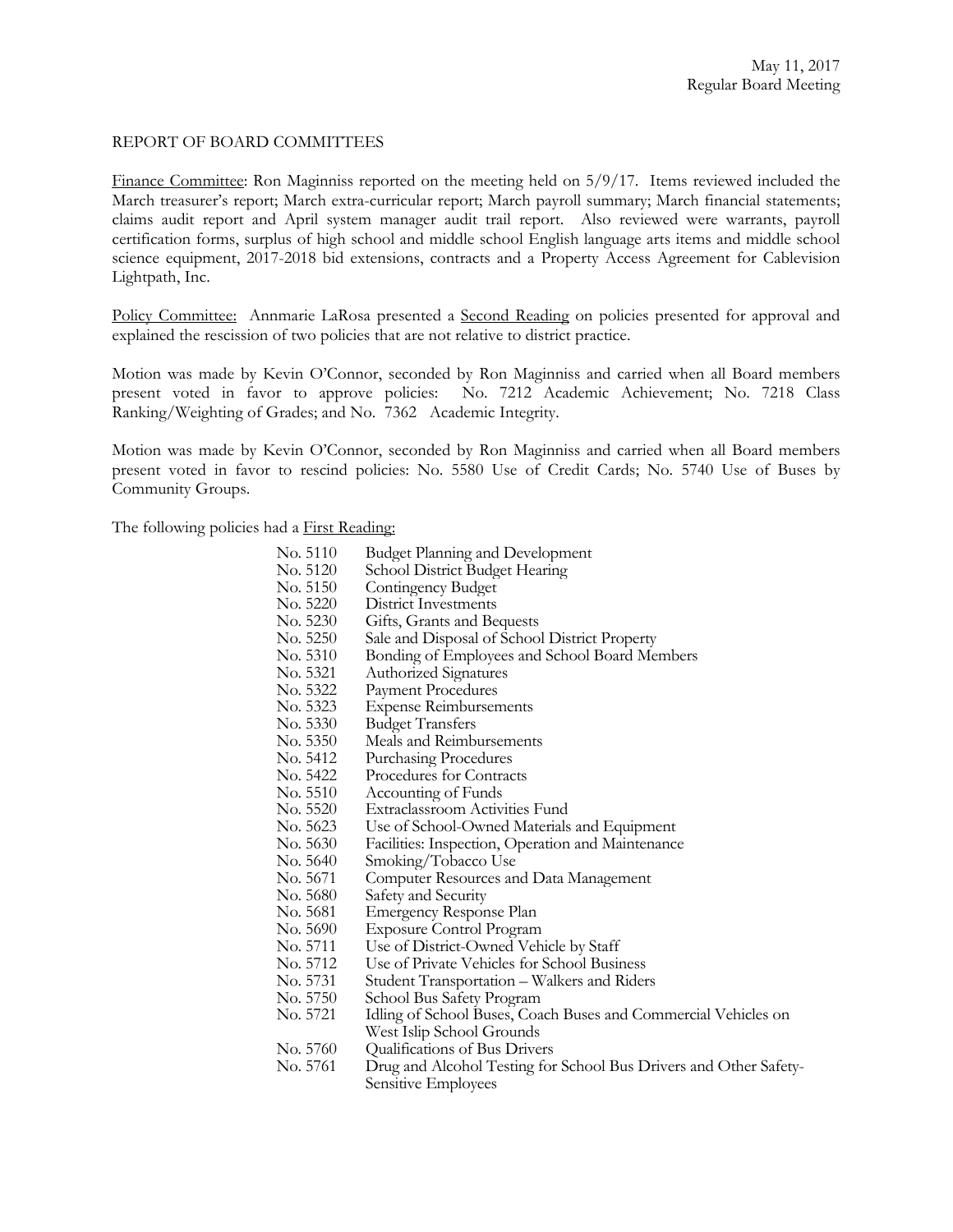REPORT OF BOARD COMMITTEES

Finance Committee: Ron Maginniss reported on the meeting held on 5/9/17. Items reviewed included the March treasurer's report; March extra-curricular report; March payroll summary; March financial statements; claims audit report and April system manager audit trail report. Also reviewed were warrants, payroll certification forms, surplus of high school and middle school English language arts items and middle school science equipment, 2017-2018 bid extensions, contracts and a Property Access Agreement for Cablevision Lightpath, Inc.

Policy Committee: Annmarie LaRosa presented a Second Reading on policies presented for approval and explained the rescission of two policies that are not relative to district practice.

Motion was made by Kevin O'Connor, seconded by Ron Maginniss and carried when all Board members present voted in favor to approve policies: No. 7212 Academic Achievement; No. 7218 Class Ranking/Weighting of Grades; and No. 7362 Academic Integrity.

Motion was made by Kevin O'Connor, seconded by Ron Maginniss and carried when all Board members present voted in favor to rescind policies: No. 5580 Use of Credit Cards; No. 5740 Use of Buses by Community Groups.

The following policies had a First Reading:

| | |
|---|---|
| No. 5110 | Budget Planning and Development |
| No. 5120 | School District Budget Hearing |
| No. 5150 | Contingency Budget |
| No. 5220 | District Investments |
| No. 5230 | Gifts, Grants and Bequests |
| No. 5250 | Sale and Disposal of School District Property |
| No. 5310 | Bonding of Employees and School Board Members |
| No. 5321 | Authorized Signatures |
| No. 5322 | Payment Procedures |
| No. 5323 | Expense Reimbursements |
| No. 5330 | Budget Transfers |
| No. 5350 | Meals and Reimbursements |
| No. 5412 | Purchasing Procedures |
| No. 5422 | Procedures for Contracts |
| No. 5510 | Accounting of Funds |
| No. 5520 | Extraclassroom Activities Fund |
| No. 5623 | Use of School-Owned Materials and Equipment |
| No. 5630 | Facilities: Inspection, Operation and Maintenance |
| No. 5640 | Smoking/Tobacco Use |
| No. 5671 | Computer Resources and Data Management |
| No. 5680 | Safety and Security |
| No. 5681 | Emergency Response Plan |
| No. 5690 | Exposure Control Program |
| No. 5711 | Use of District-Owned Vehicle by Staff |
| No. 5712 | Use of Private Vehicles for School Business |
| No. 5731 | Student Transportation – Walkers and Riders |
| No. 5750 | School Bus Safety Program |
| No. 5721 | Idling of School Buses, Coach Buses and Commercial Vehicles on West Islip School Grounds |
| No. 5760 | Qualifications of Bus Drivers |
| No. 5761 | Drug and Alcohol Testing for School Bus Drivers and Other Safety-Sensitive Employees |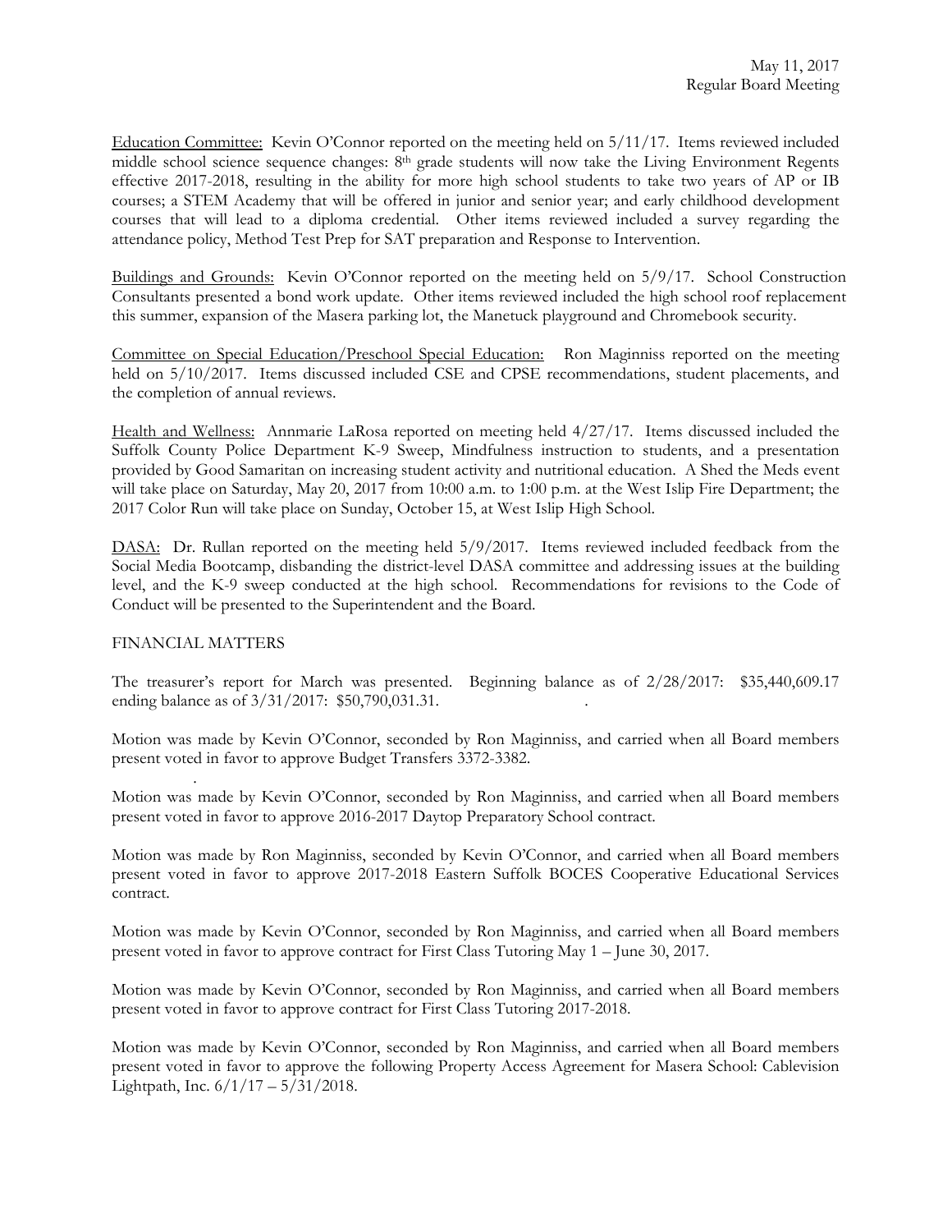Education Committee: Kevin O'Connor reported on the meeting held on 5/11/17. Items reviewed included middle school science sequence changes: 8th grade students will now take the Living Environment Regents effective 2017-2018, resulting in the ability for more high school students to take two years of AP or IB courses; a STEM Academy that will be offered in junior and senior year; and early childhood development courses that will lead to a diploma credential. Other items reviewed included a survey regarding the attendance policy, Method Test Prep for SAT preparation and Response to Intervention.

Buildings and Grounds: Kevin O'Connor reported on the meeting held on 5/9/17. School Construction Consultants presented a bond work update. Other items reviewed included the high school roof replacement this summer, expansion of the Masera parking lot, the Manetuck playground and Chromebook security.

Committee on Special Education/Preschool Special Education: Ron Maginniss reported on the meeting held on 5/10/2017. Items discussed included CSE and CPSE recommendations, student placements, and the completion of annual reviews.

Health and Wellness: Annmarie LaRosa reported on meeting held 4/27/17. Items discussed included the Suffolk County Police Department K-9 Sweep, Mindfulness instruction to students, and a presentation provided by Good Samaritan on increasing student activity and nutritional education. A Shed the Meds event will take place on Saturday, May 20, 2017 from 10:00 a.m. to 1:00 p.m. at the West Islip Fire Department; the 2017 Color Run will take place on Sunday, October 15, at West Islip High School.

DASA: Dr. Rullan reported on the meeting held 5/9/2017. Items reviewed included feedback from the Social Media Bootcamp, disbanding the district-level DASA committee and addressing issues at the building level, and the K-9 sweep conducted at the high school. Recommendations for revisions to the Code of Conduct will be presented to the Superintendent and the Board.

FINANCIAL MATTERS

The treasurer's report for March was presented. Beginning balance as of 2/28/2017: $35,440,609.17 ending balance as of 3/31/2017: $50,790,031.31.

Motion was made by Kevin O'Connor, seconded by Ron Maginniss, and carried when all Board members present voted in favor to approve Budget Transfers 3372-3382.

Motion was made by Kevin O'Connor, seconded by Ron Maginniss, and carried when all Board members present voted in favor to approve 2016-2017 Daytop Preparatory School contract.

Motion was made by Ron Maginniss, seconded by Kevin O'Connor, and carried when all Board members present voted in favor to approve 2017-2018 Eastern Suffolk BOCES Cooperative Educational Services contract.

Motion was made by Kevin O'Connor, seconded by Ron Maginniss, and carried when all Board members present voted in favor to approve contract for First Class Tutoring May 1 – June 30, 2017.

Motion was made by Kevin O'Connor, seconded by Ron Maginniss, and carried when all Board members present voted in favor to approve contract for First Class Tutoring 2017-2018.

Motion was made by Kevin O'Connor, seconded by Ron Maginniss, and carried when all Board members present voted in favor to approve the following Property Access Agreement for Masera School: Cablevision Lightpath, Inc. 6/1/17 – 5/31/2018.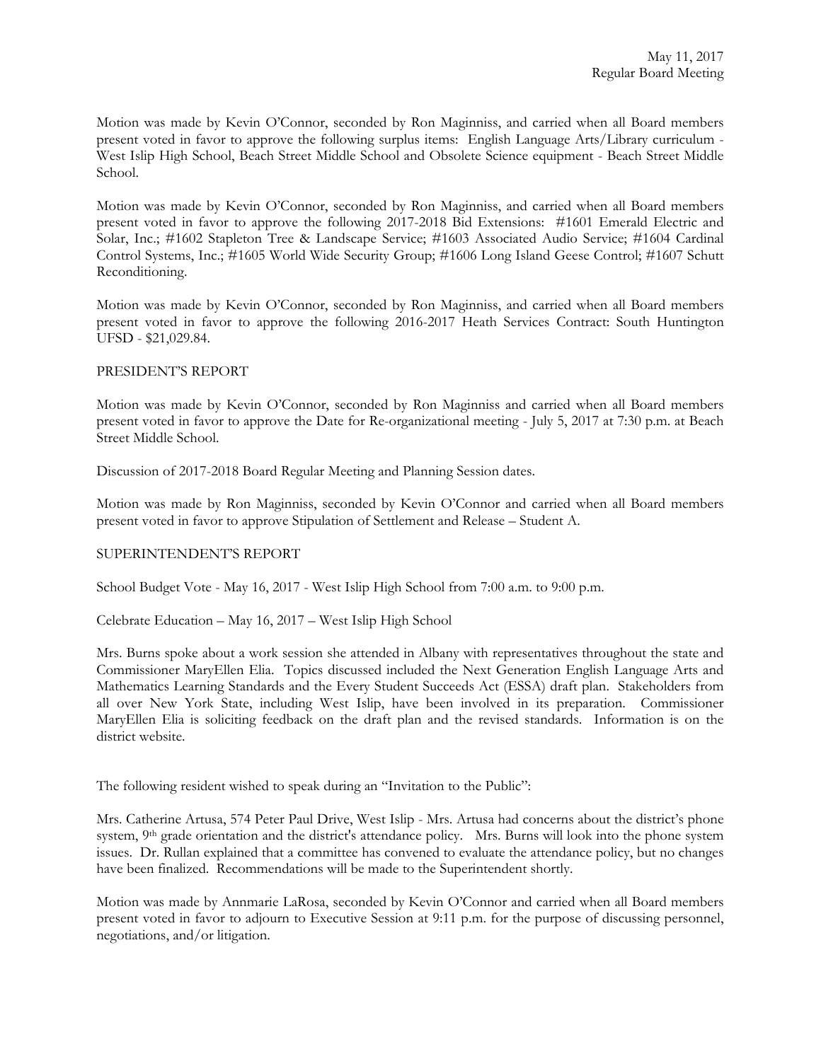Motion was made by Kevin O'Connor, seconded by Ron Maginniss, and carried when all Board members present voted in favor to approve the following surplus items: English Language Arts/Library curriculum - West Islip High School, Beach Street Middle School and Obsolete Science equipment - Beach Street Middle School.

Motion was made by Kevin O'Connor, seconded by Ron Maginniss, and carried when all Board members present voted in favor to approve the following 2017-2018 Bid Extensions: #1601 Emerald Electric and Solar, Inc.; #1602 Stapleton Tree & Landscape Service; #1603 Associated Audio Service; #1604 Cardinal Control Systems, Inc.; #1605 World Wide Security Group; #1606 Long Island Geese Control; #1607 Schutt Reconditioning.

Motion was made by Kevin O'Connor, seconded by Ron Maginniss, and carried when all Board members present voted in favor to approve the following 2016-2017 Heath Services Contract: South Huntington UFSD - $21,029.84.

PRESIDENT'S REPORT

Motion was made by Kevin O'Connor, seconded by Ron Maginniss and carried when all Board members present voted in favor to approve the Date for Re-organizational meeting - July 5, 2017 at 7:30 p.m. at Beach Street Middle School.

Discussion of 2017-2018 Board Regular Meeting and Planning Session dates.

Motion was made by Ron Maginniss, seconded by Kevin O'Connor and carried when all Board members present voted in favor to approve Stipulation of Settlement and Release – Student A.

SUPERINTENDENT'S REPORT

School Budget Vote - May 16, 2017 - West Islip High School from 7:00 a.m. to 9:00 p.m.

Celebrate Education – May 16, 2017 – West Islip High School

Mrs. Burns spoke about a work session she attended in Albany with representatives throughout the state and Commissioner MaryEllen Elia. Topics discussed included the Next Generation English Language Arts and Mathematics Learning Standards and the Every Student Succeeds Act (ESSA) draft plan. Stakeholders from all over New York State, including West Islip, have been involved in its preparation. Commissioner MaryEllen Elia is soliciting feedback on the draft plan and the revised standards. Information is on the district website.

The following resident wished to speak during an "Invitation to the Public":

Mrs. Catherine Artusa, 574 Peter Paul Drive, West Islip - Mrs. Artusa had concerns about the district's phone system, 9th grade orientation and the district's attendance policy. Mrs. Burns will look into the phone system issues. Dr. Rullan explained that a committee has convened to evaluate the attendance policy, but no changes have been finalized. Recommendations will be made to the Superintendent shortly.

Motion was made by Annmarie LaRosa, seconded by Kevin O'Connor and carried when all Board members present voted in favor to adjourn to Executive Session at 9:11 p.m. for the purpose of discussing personnel, negotiations, and/or litigation.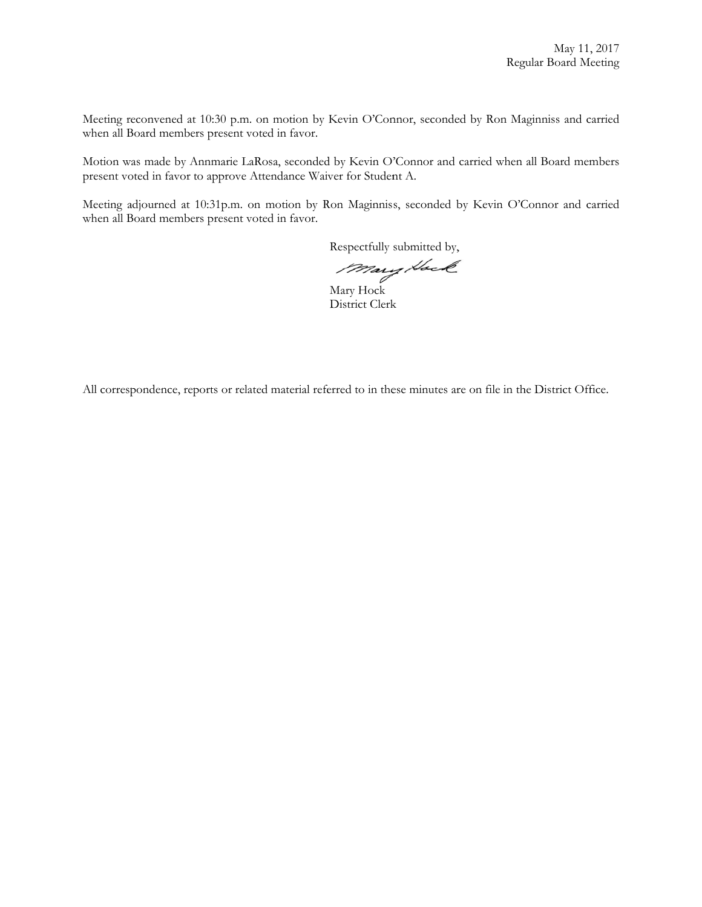Meeting reconvened at 10:30 p.m. on motion by Kevin O'Connor, seconded by Ron Maginniss and carried when all Board members present voted in favor.

Motion was made by Annmarie LaRosa, seconded by Kevin O'Connor and carried when all Board members present voted in favor to approve Attendance Waiver for Student A.

Meeting adjourned at 10:31p.m. on motion by Ron Maginniss, seconded by Kevin O'Connor and carried when all Board members present voted in favor.

Respectfully submitted by,

Mary Hock
District Clerk

All correspondence, reports or related material referred to in these minutes are on file in the District Office.